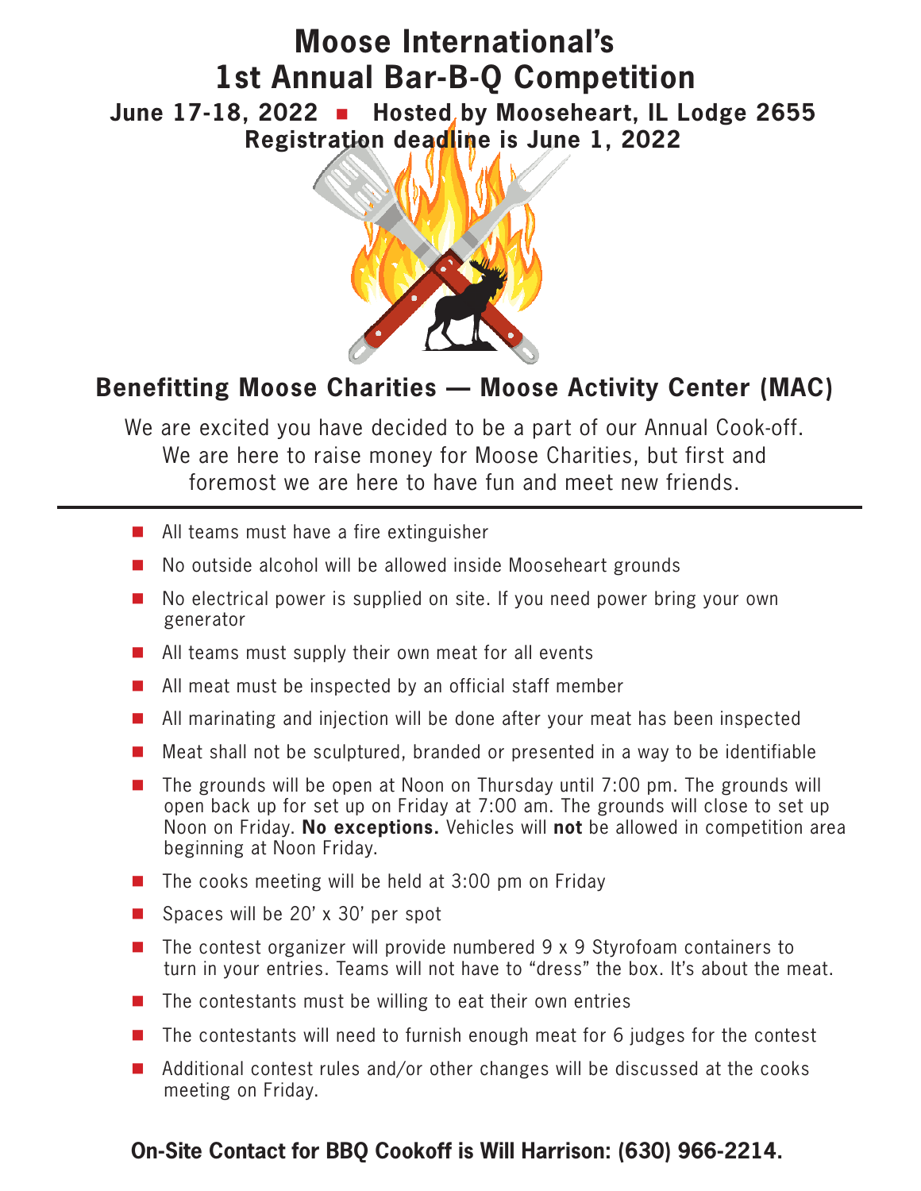# Moose International's 1st Annual Bar-B-Q Competition

**June 17-18, 2022 ▪ Hosted by Mooseheart, IL Lodge 2655**

**Registration deadline is June 1, 2022**

## Benefitting Moose Charities — Moose Activity Center (MAC)

We are excited you have decided to be a part of our Annual Cook-off. We are here to raise money for Moose Charities, but first and foremost we are here to have fun and meet new friends.

---

- All teams must have a fire extinguisher
- No outside alcohol will be allowed inside Mooseheart grounds
- No electrical power is supplied on site. If you need power bring your own generator
- All teams must supply their own meat for all events
- All meat must be inspected by an official staff member
- All marinating and injection will be done after your meat has been inspected
- Meat shall not be sculptured, branded or presented in a way to be identifiable
- The grounds will be open at Noon on Thursday until 7:00 pm. The grounds will open back up for set up on Friday at 7:00 am. The grounds will close to set up Noon on Friday. **No exceptions.** Vehicles will **not** be allowed in competition area beginning at Noon Friday.
- The cooks meeting will be held at 3:00 pm on Friday
- Spaces will be 20' x 30' per spot
- The contest organizer will provide numbered 9 x 9 Styrofoam containers to turn in your entries. Teams will not have to "dress" the box. It's about the meat.
- The contestants must be willing to eat their own entries
- The contestants will need to furnish enough meat for 6 judges for the contest
- Additional contest rules and/or other changes will be discussed at the cooks meeting on Friday.

**On-Site Contact for BBQ Cookoff is Will Harrison: (630) 966-2214.**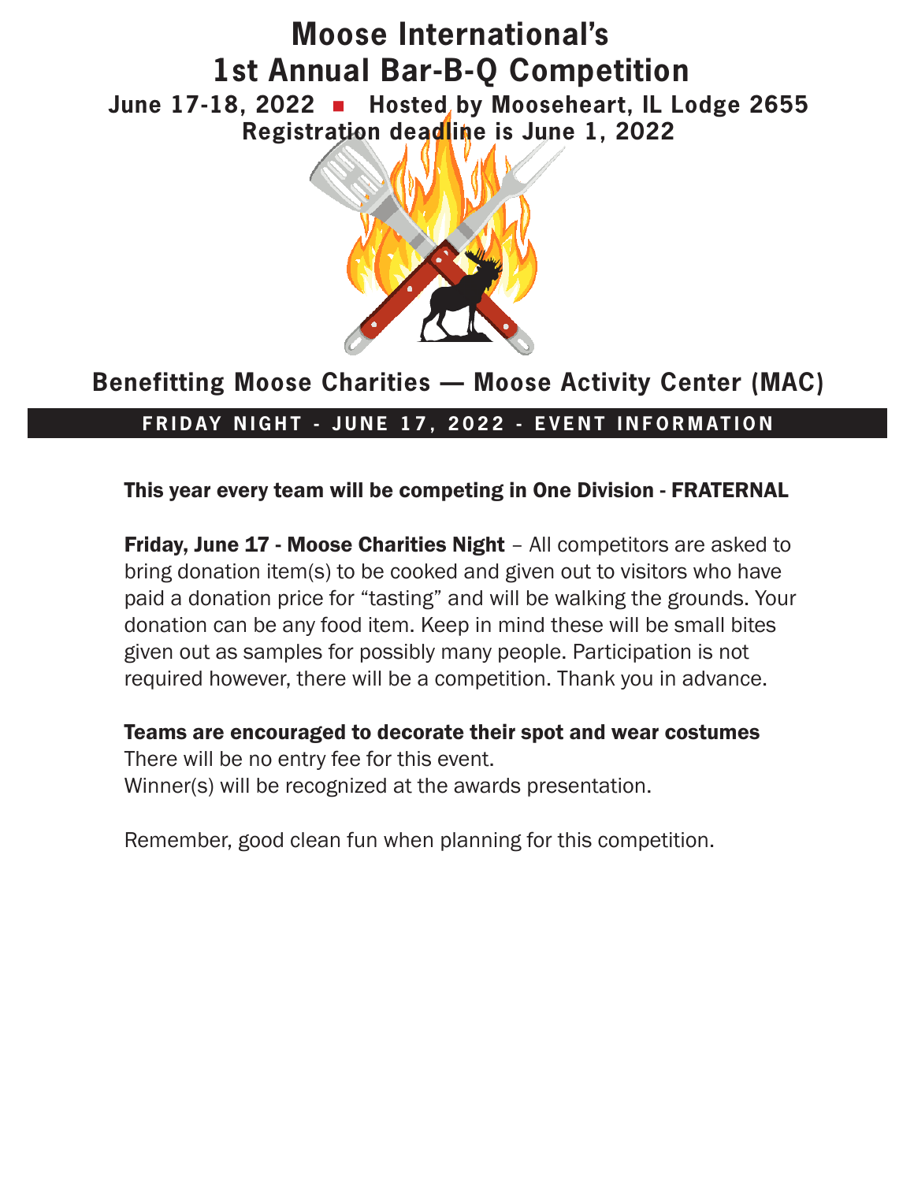# Moose International's 1st Annual Bar-B-Q Competition

**June 17-18, 2022 ▪ Hosted by Mooseheart, IL Lodge 2655**

**Registration deadline is June 1, 2022**

## Benefitting Moose Charities — Moose Activity Center (MAC)

## FRIDAY NIGHT - JUNE 17, 2022 - EVENT INFORMATION

**This year every team will be competing in One Division - FRATERNAL**

**Friday, June 17 - Moose Charities Night** – All competitors are asked to bring donation item(s) to be cooked and given out to visitors who have paid a donation price for "tasting" and will be walking the grounds. Your donation can be any food item. Keep in mind these will be small bites given out as samples for possibly many people. Participation is not required however, there will be a competition. Thank you in advance.

**Teams are encouraged to decorate their spot and wear costumes**
There will be no entry fee for this event.
Winner(s) will be recognized at the awards presentation.

Remember, good clean fun when planning for this competition.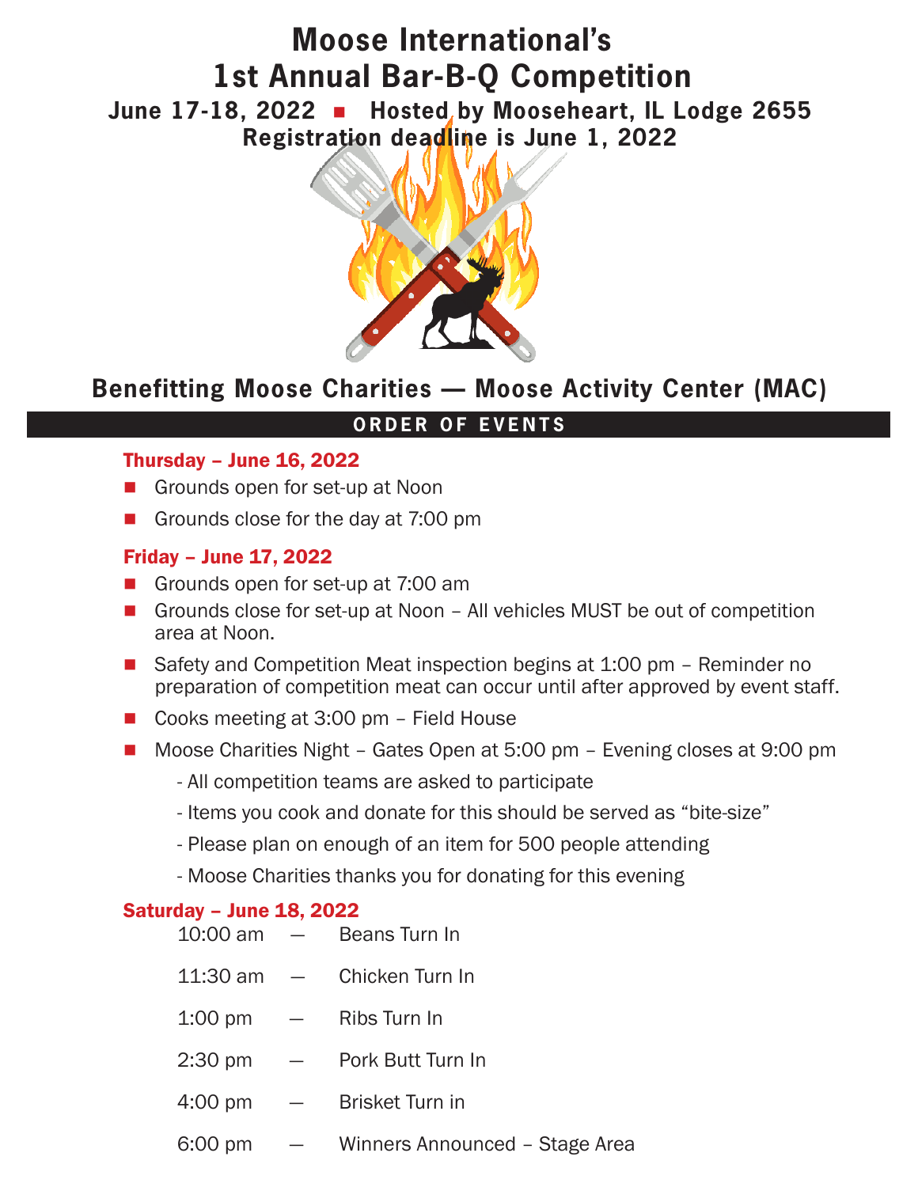# Moose International's
# 1st Annual Bar-B-Q Competition

**June 17-18, 2022 ▪ Hosted by Mooseheart, IL Lodge 2655**

**Registration deadline is June 1, 2022**

## Benefitting Moose Charities — Moose Activity Center (MAC)

## ORDER OF EVENTS

### Thursday – June 16, 2022

- Grounds open for set-up at Noon
- Grounds close for the day at 7:00 pm

### Friday – June 17, 2022

- Grounds open for set-up at 7:00 am
- Grounds close for set-up at Noon – All vehicles MUST be out of competition area at Noon.
- Safety and Competition Meat inspection begins at 1:00 pm – Reminder no preparation of competition meat can occur until after approved by event staff.
- Cooks meeting at 3:00 pm – Field House
- Moose Charities Night – Gates Open at 5:00 pm – Evening closes at 9:00 pm
  - All competition teams are asked to participate
  - Items you cook and donate for this should be served as "bite-size"
  - Please plan on enough of an item for 500 people attending
  - Moose Charities thanks you for donating for this evening

### Saturday – June 18, 2022

10:00 am — Beans Turn In

11:30 am — Chicken Turn In

1:00 pm — Ribs Turn In

2:30 pm — Pork Butt Turn In

4:00 pm — Brisket Turn in

6:00 pm — Winners Announced – Stage Area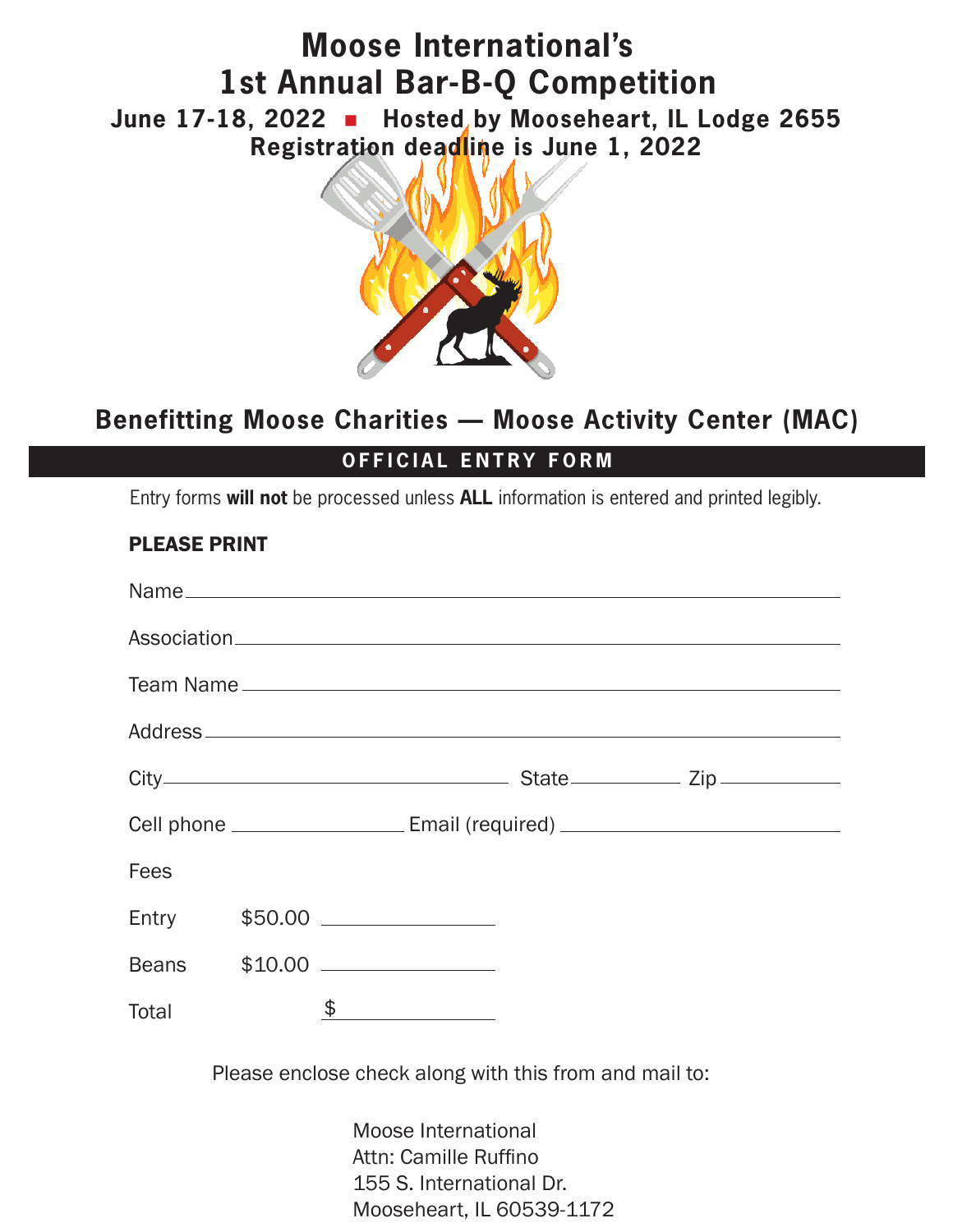# Moose International's 1st Annual Bar-B-Q Competition

**June 17-18, 2022 ▪ Hosted by Mooseheart, IL Lodge 2655**

**Registration deadline is June 1, 2022**

## Benefitting Moose Charities — Moose Activity Center (MAC)

## OFFICIAL ENTRY FORM

Entry forms **will not** be processed unless **ALL** information is entered and printed legibly.

**PLEASE PRINT**

Name ______________________________

Association ______________________________

Team Name ______________________________

Address ______________________________

City ______________ State ________ Zip ________

Cell phone ____________ Email (required) ____________

Fees

Entry $50.00 ____________

Beans $10.00 ____________

Total $ ____________

Please enclose check along with this from and mail to:

Moose International
Attn: Camille Ruffino
155 S. International Dr.
Mooseheart, IL 60539-1172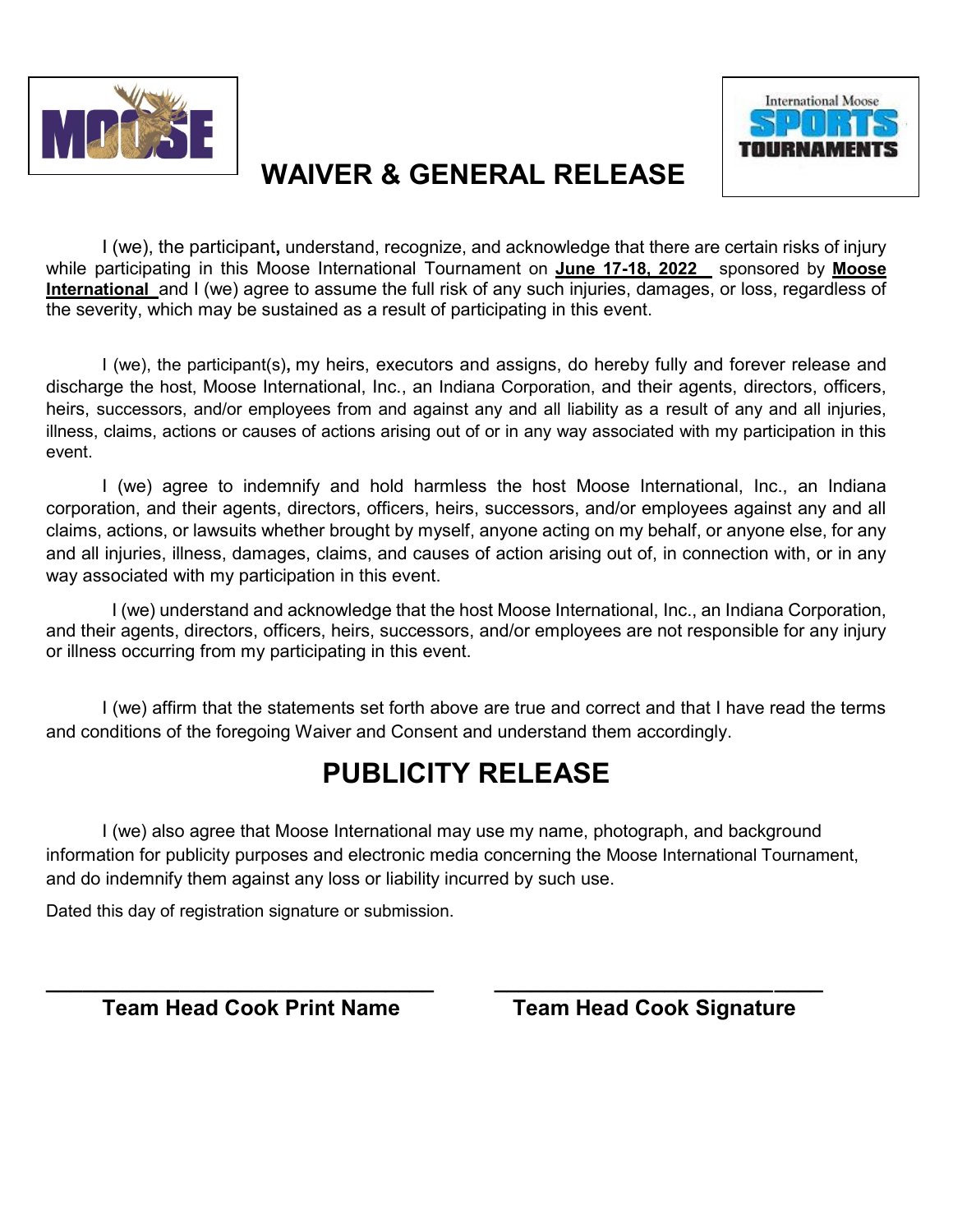# WAIVER & GENERAL RELEASE

I (we), the participant, understand, recognize, and acknowledge that there are certain risks of injury while participating in this Moose International Tournament on **June 17-18, 2022** sponsored by **Moose International** and I (we) agree to assume the full risk of any such injuries, damages, or loss, regardless of the severity, which may be sustained as a result of participating in this event.

I (we), the participant(s), my heirs, executors and assigns, do hereby fully and forever release and discharge the host, Moose International, Inc., an Indiana Corporation, and their agents, directors, officers, heirs, successors, and/or employees from and against any and all liability as a result of any and all injuries, illness, claims, actions or causes of actions arising out of or in any way associated with my participation in this event.

I (we) agree to indemnify and hold harmless the host Moose International, Inc., an Indiana corporation, and their agents, directors, officers, heirs, successors, and/or employees against any and all claims, actions, or lawsuits whether brought by myself, anyone acting on my behalf, or anyone else, for any and all injuries, illness, damages, claims, and causes of action arising out of, in connection with, or in any way associated with my participation in this event.

I (we) understand and acknowledge that the host Moose International, Inc., an Indiana Corporation, and their agents, directors, officers, heirs, successors, and/or employees are not responsible for any injury or illness occurring from my participating in this event.

I (we) affirm that the statements set forth above are true and correct and that I have read the terms and conditions of the foregoing Waiver and Consent and understand them accordingly.

# PUBLICITY RELEASE

I (we) also agree that Moose International may use my name, photograph, and background information for publicity purposes and electronic media concerning the Moose International Tournament, and do indemnify them against any loss or liability incurred by such use.

Dated this day of registration signature or submission.

______________________________ ______________________________

**Team Head Cook Print Name** **Team Head Cook Signature**